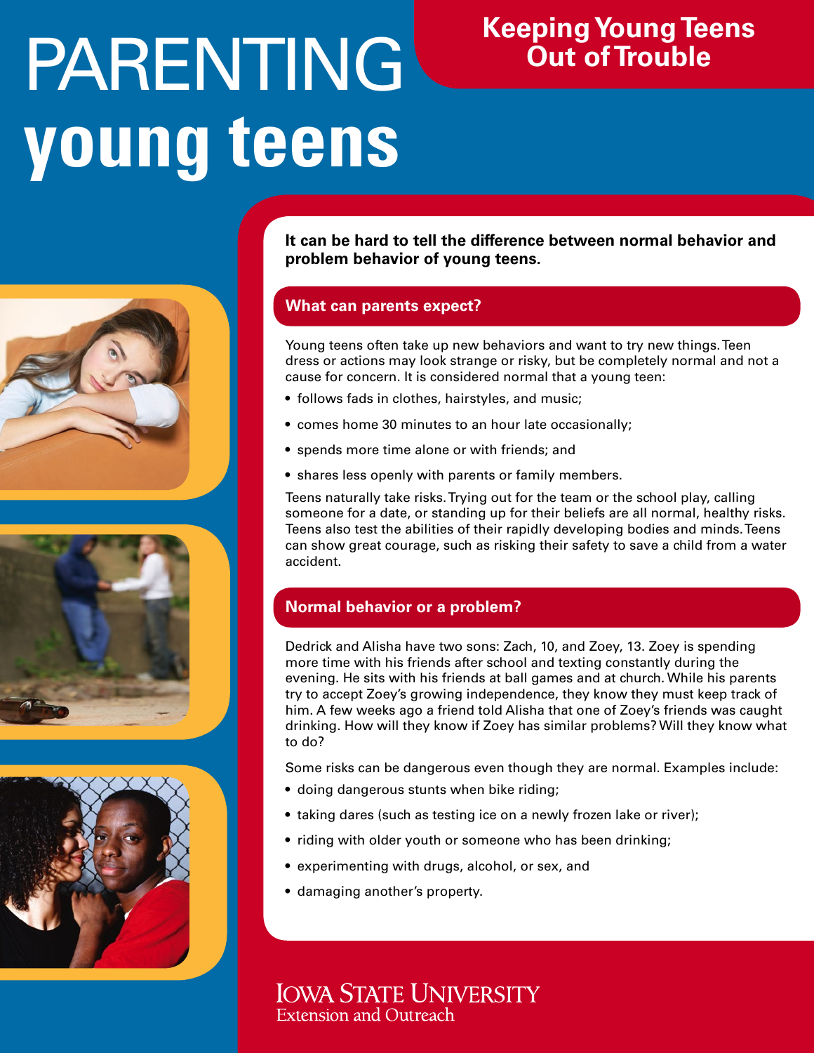# PARENTING young teens

## Keeping Young Teens Out of Trouble

**It can be hard to tell the difference between normal behavior and problem behavior of young teens.**

### What can parents expect?

Young teens often take up new behaviors and want to try new things. Teen dress or actions may look strange or risky, but be completely normal and not a cause for concern. It is considered normal that a young teen:

- follows fads in clothes, hairstyles, and music;
- comes home 30 minutes to an hour late occasionally;
- spends more time alone or with friends; and
- shares less openly with parents or family members.

Teens naturally take risks. Trying out for the team or the school play, calling someone for a date, or standing up for their beliefs are all normal, healthy risks. Teens also test the abilities of their rapidly developing bodies and minds. Teens can show great courage, such as risking their safety to save a child from a water accident.

### Normal behavior or a problem?

Dedrick and Alisha have two sons: Zach, 10, and Zoey, 13. Zoey is spending more time with his friends after school and texting constantly during the evening. He sits with his friends at ball games and at church. While his parents try to accept Zoey's growing independence, they know they must keep track of him. A few weeks ago a friend told Alisha that one of Zoey's friends was caught drinking. How will they know if Zoey has similar problems? Will they know what to do?

Some risks can be dangerous even though they are normal. Examples include:

- doing dangerous stunts when bike riding;
- taking dares (such as testing ice on a newly frozen lake or river);
- riding with older youth or someone who has been drinking;
- experimenting with drugs, alcohol, or sex, and
- damaging another's property.

IOWA STATE UNIVERSITY
Extension and Outreach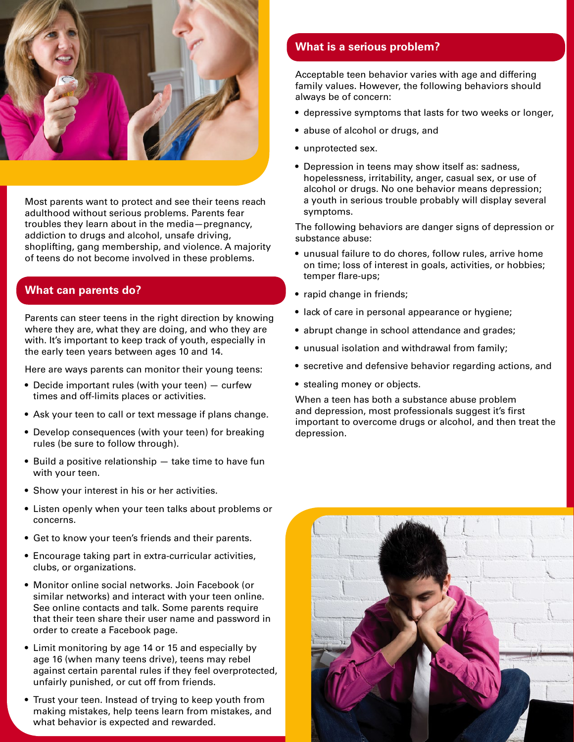Most parents want to protect and see their teens reach adulthood without serious problems. Parents fear troubles they learn about in the media—pregnancy, addiction to drugs and alcohol, unsafe driving, shoplifting, gang membership, and violence. A majority of teens do not become involved in these problems.

## What can parents do?

Parents can steer teens in the right direction by knowing where they are, what they are doing, and who they are with. It's important to keep track of youth, especially in the early teen years between ages 10 and 14.

Here are ways parents can monitor their young teens:

- Decide important rules (with your teen) — curfew times and off-limits places or activities.
- Ask your teen to call or text message if plans change.
- Develop consequences (with your teen) for breaking rules (be sure to follow through).
- Build a positive relationship — take time to have fun with your teen.
- Show your interest in his or her activities.
- Listen openly when your teen talks about problems or concerns.
- Get to know your teen's friends and their parents.
- Encourage taking part in extra-curricular activities, clubs, or organizations.
- Monitor online social networks. Join Facebook (or similar networks) and interact with your teen online. See online contacts and talk. Some parents require that their teen share their user name and password in order to create a Facebook page.
- Limit monitoring by age 14 or 15 and especially by age 16 (when many teens drive), teens may rebel against certain parental rules if they feel overprotected, unfairly punished, or cut off from friends.
- Trust your teen. Instead of trying to keep youth from making mistakes, help teens learn from mistakes, and what behavior is expected and rewarded.

## What is a serious problem?

Acceptable teen behavior varies with age and differing family values. However, the following behaviors should always be of concern:

- depressive symptoms that lasts for two weeks or longer,
- abuse of alcohol or drugs, and
- unprotected sex.
- Depression in teens may show itself as: sadness, hopelessness, irritability, anger, casual sex, or use of alcohol or drugs. No one behavior means depression; a youth in serious trouble probably will display several symptoms.

The following behaviors are danger signs of depression or substance abuse:

- unusual failure to do chores, follow rules, arrive home on time; loss of interest in goals, activities, or hobbies; temper flare-ups;
- rapid change in friends;
- lack of care in personal appearance or hygiene;
- abrupt change in school attendance and grades;
- unusual isolation and withdrawal from family;
- secretive and defensive behavior regarding actions, and
- stealing money or objects.

When a teen has both a substance abuse problem and depression, most professionals suggest it's first important to overcome drugs or alcohol, and then treat the depression.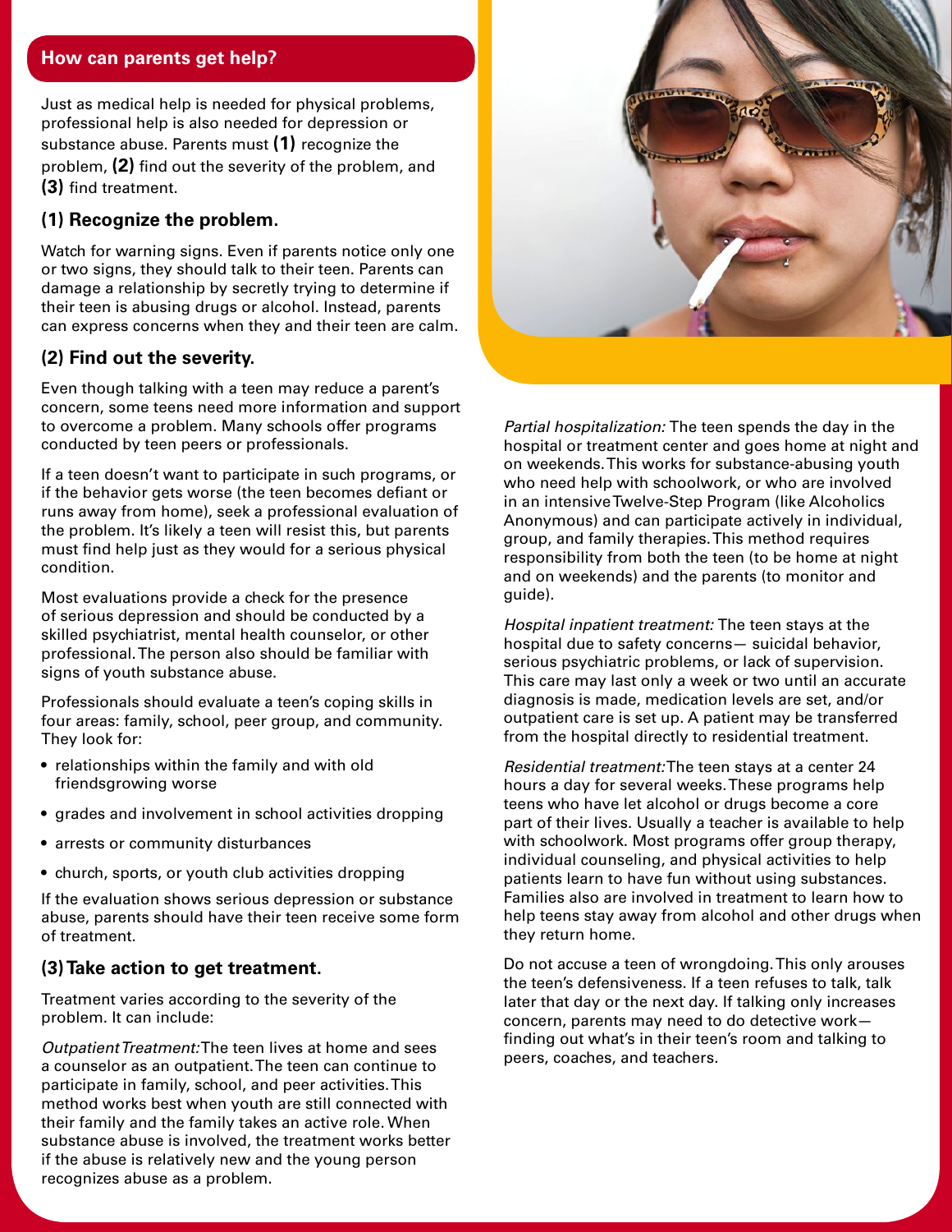## How can parents get help?

Just as medical help is needed for physical problems, professional help is also needed for depression or substance abuse. Parents must **(1)** recognize the problem, **(2)** find out the severity of the problem, and **(3)** find treatment.

### (1) Recognize the problem.

Watch for warning signs. Even if parents notice only one or two signs, they should talk to their teen. Parents can damage a relationship by secretly trying to determine if their teen is abusing drugs or alcohol. Instead, parents can express concerns when they and their teen are calm.

### (2) Find out the severity.

Even though talking with a teen may reduce a parent's concern, some teens need more information and support to overcome a problem. Many schools offer programs conducted by teen peers or professionals.

If a teen doesn't want to participate in such programs, or if the behavior gets worse (the teen becomes defiant or runs away from home), seek a professional evaluation of the problem. It's likely a teen will resist this, but parents must find help just as they would for a serious physical condition.

Most evaluations provide a check for the presence of serious depression and should be conducted by a skilled psychiatrist, mental health counselor, or other professional. The person also should be familiar with signs of youth substance abuse.

Professionals should evaluate a teen's coping skills in four areas: family, school, peer group, and community. They look for:

- relationships within the family and with old friendsgrowing worse
- grades and involvement in school activities dropping
- arrests or community disturbances
- church, sports, or youth club activities dropping

If the evaluation shows serious depression or substance abuse, parents should have their teen receive some form of treatment.

### (3) Take action to get treatment.

Treatment varies according to the severity of the problem. It can include:

*Outpatient Treatment:* The teen lives at home and sees a counselor as an outpatient. The teen can continue to participate in family, school, and peer activities. This method works best when youth are still connected with their family and the family takes an active role. When substance abuse is involved, the treatment works better if the abuse is relatively new and the young person recognizes abuse as a problem.

*Partial hospitalization:* The teen spends the day in the hospital or treatment center and goes home at night and on weekends. This works for substance-abusing youth who need help with schoolwork, or who are involved in an intensive Twelve-Step Program (like Alcoholics Anonymous) and can participate actively in individual, group, and family therapies. This method requires responsibility from both the teen (to be home at night and on weekends) and the parents (to monitor and guide).

*Hospital inpatient treatment:* The teen stays at the hospital due to safety concerns— suicidal behavior, serious psychiatric problems, or lack of supervision. This care may last only a week or two until an accurate diagnosis is made, medication levels are set, and/or outpatient care is set up. A patient may be transferred from the hospital directly to residential treatment.

*Residential treatment:* The teen stays at a center 24 hours a day for several weeks. These programs help teens who have let alcohol or drugs become a core part of their lives. Usually a teacher is available to help with schoolwork. Most programs offer group therapy, individual counseling, and physical activities to help patients learn to have fun without using substances. Families also are involved in treatment to learn how to help teens stay away from alcohol and other drugs when they return home.

Do not accuse a teen of wrongdoing. This only arouses the teen's defensiveness. If a teen refuses to talk, talk later that day or the next day. If talking only increases concern, parents may need to do detective work— finding out what's in their teen's room and talking to peers, coaches, and teachers.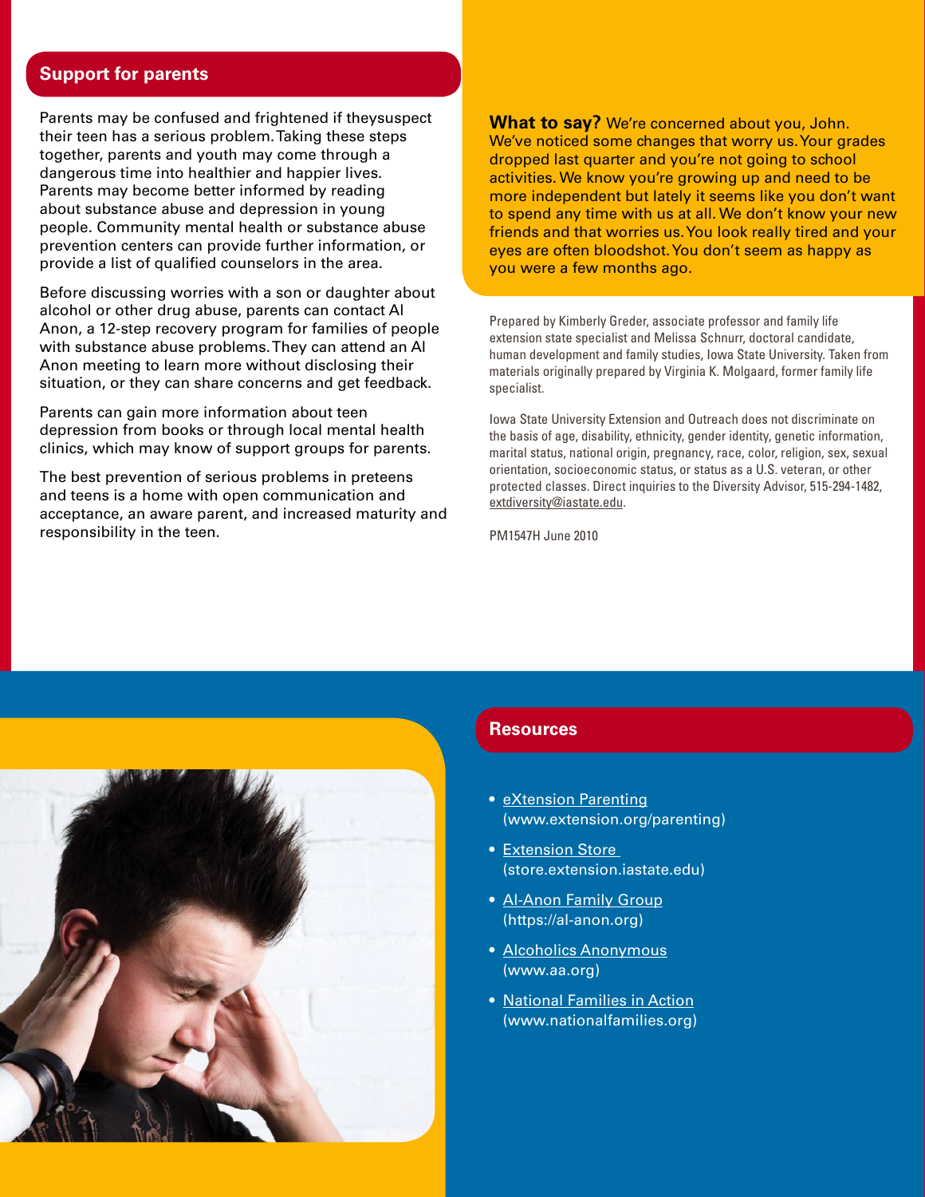## Support for parents

Parents may be confused and frightened if theysuspect their teen has a serious problem. Taking these steps together, parents and youth may come through a dangerous time into healthier and happier lives. Parents may become better informed by reading about substance abuse and depression in young people. Community mental health or substance abuse prevention centers can provide further information, or provide a list of qualified counselors in the area.

Before discussing worries with a son or daughter about alcohol or other drug abuse, parents can contact Al Anon, a 12-step recovery program for families of people with substance abuse problems. They can attend an Al Anon meeting to learn more without disclosing their situation, or they can share concerns and get feedback.

Parents can gain more information about teen depression from books or through local mental health clinics, which may know of support groups for parents.

The best prevention of serious problems in preteens and teens is a home with open communication and acceptance, an aware parent, and increased maturity and responsibility in the teen.

**What to say?** We're concerned about you, John. We've noticed some changes that worry us. Your grades dropped last quarter and you're not going to school activities. We know you're growing up and need to be more independent but lately it seems like you don't want to spend any time with us at all. We don't know your new friends and that worries us. You look really tired and your eyes are often bloodshot. You don't seem as happy as you were a few months ago.

Prepared by Kimberly Greder, associate professor and family life extension state specialist and Melissa Schnurr, doctoral candidate, human development and family studies, Iowa State University. Taken from materials originally prepared by Virginia K. Molgaard, former family life specialist.

Iowa State University Extension and Outreach does not discriminate on the basis of age, disability, ethnicity, gender identity, genetic information, marital status, national origin, pregnancy, race, color, religion, sex, sexual orientation, socioeconomic status, or status as a U.S. veteran, or other protected classes. Direct inquiries to the Diversity Advisor, 515-294-1482, extdiversity@iastate.edu.

PM1547H June 2010

## Resources

- eXtension Parenting (www.extension.org/parenting)
- Extension Store (store.extension.iastate.edu)
- Al-Anon Family Group (https://al-anon.org)
- Alcoholics Anonymous (www.aa.org)
- National Families in Action (www.nationalfamilies.org)